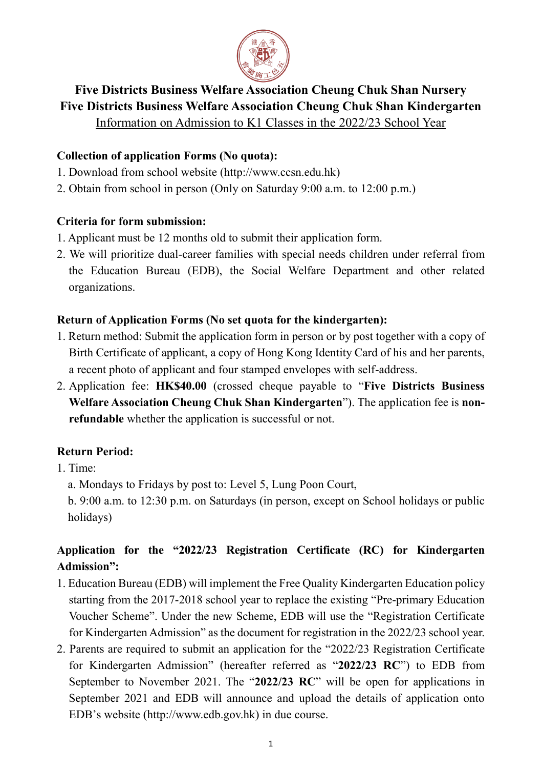# Five Districts Business Welfare Association Cheung Chuk Shan Nursery
# Five Districts Business Welfare Association Cheung Chuk Shan Kindergarten

Information on Admission to K1 Classes in the 2022/23 School Year

**Collection of application Forms (No quota):**

1. Download from school website (http://www.ccsn.edu.hk)
2. Obtain from school in person (Only on Saturday 9:00 a.m. to 12:00 p.m.)

**Criteria for form submission:**

1. Applicant must be 12 months old to submit their application form.
2. We will prioritize dual-career families with special needs children under referral from the Education Bureau (EDB), the Social Welfare Department and other related organizations.

**Return of Application Forms (No set quota for the kindergarten):**

1. Return method: Submit the application form in person or by post together with a copy of Birth Certificate of applicant, a copy of Hong Kong Identity Card of his and her parents, a recent photo of applicant and four stamped envelopes with self-address.
2. Application fee: **HK$40.00** (crossed cheque payable to "**Five Districts Business Welfare Association Cheung Chuk Shan Kindergarten**"). The application fee is **non-refundable** whether the application is successful or not.

**Return Period:**

1. Time:
   a. Mondays to Fridays by post to: Level 5, Lung Poon Court,
   b. 9:00 a.m. to 12:30 p.m. on Saturdays (in person, except on School holidays or public holidays)

**Application for the "2022/23 Registration Certificate (RC) for Kindergarten Admission":**

1. Education Bureau (EDB) will implement the Free Quality Kindergarten Education policy starting from the 2017-2018 school year to replace the existing "Pre-primary Education Voucher Scheme". Under the new Scheme, EDB will use the "Registration Certificate for Kindergarten Admission" as the document for registration in the 2022/23 school year.
2. Parents are required to submit an application for the "2022/23 Registration Certificate for Kindergarten Admission" (hereafter referred as "**2022/23 RC**") to EDB from September to November 2021. The "**2022/23 RC**" will be open for applications in September 2021 and EDB will announce and upload the details of application onto EDB's website (http://www.edb.gov.hk) in due course.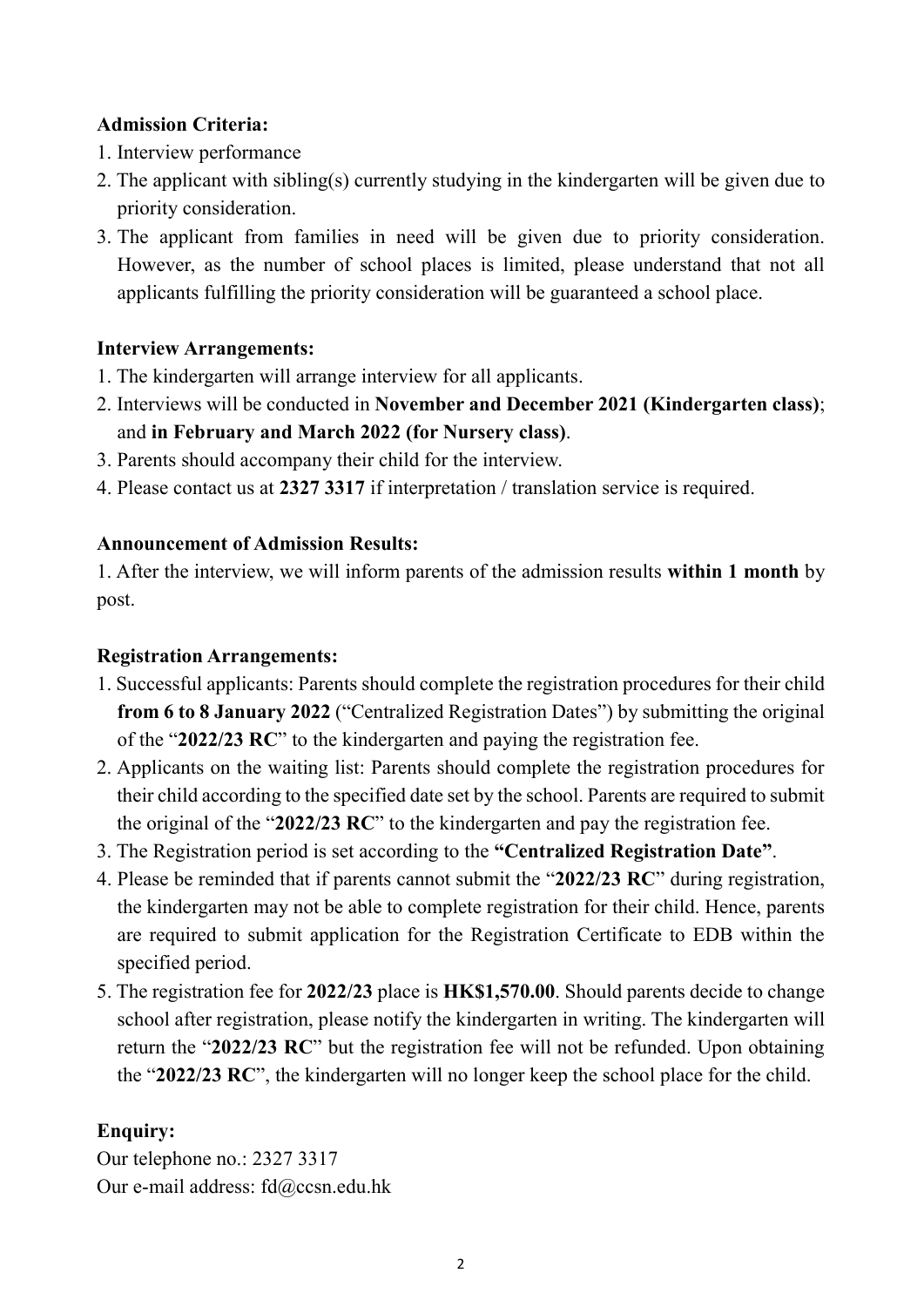**Admission Criteria:**

1. Interview performance
2. The applicant with sibling(s) currently studying in the kindergarten will be given due to priority consideration.
3. The applicant from families in need will be given due to priority consideration. However, as the number of school places is limited, please understand that not all applicants fulfilling the priority consideration will be guaranteed a school place.

**Interview Arrangements:**

1. The kindergarten will arrange interview for all applicants.
2. Interviews will be conducted in **November and December 2021 (Kindergarten class)**; and **in February and March 2022 (for Nursery class)**.
3. Parents should accompany their child for the interview.
4. Please contact us at **2327 3317** if interpretation / translation service is required.

**Announcement of Admission Results:**

1. After the interview, we will inform parents of the admission results **within 1 month** by post.

**Registration Arrangements:**

1. Successful applicants: Parents should complete the registration procedures for their child **from 6 to 8 January 2022** ("Centralized Registration Dates") by submitting the original of the "**2022/23 RC**" to the kindergarten and paying the registration fee.
2. Applicants on the waiting list: Parents should complete the registration procedures for their child according to the specified date set by the school. Parents are required to submit the original of the "**2022/23 RC**" to the kindergarten and pay the registration fee.
3. The Registration period is set according to the **"Centralized Registration Date"**.
4. Please be reminded that if parents cannot submit the "**2022/23 RC**" during registration, the kindergarten may not be able to complete registration for their child. Hence, parents are required to submit application for the Registration Certificate to EDB within the specified period.
5. The registration fee for **2022/23** place is **HK$1,570.00**. Should parents decide to change school after registration, please notify the kindergarten in writing. The kindergarten will return the "**2022/23 RC**" but the registration fee will not be refunded. Upon obtaining the "**2022/23 RC**", the kindergarten will no longer keep the school place for the child.

**Enquiry:**

Our telephone no.: 2327 3317
Our e-mail address: fd@ccsn.edu.hk